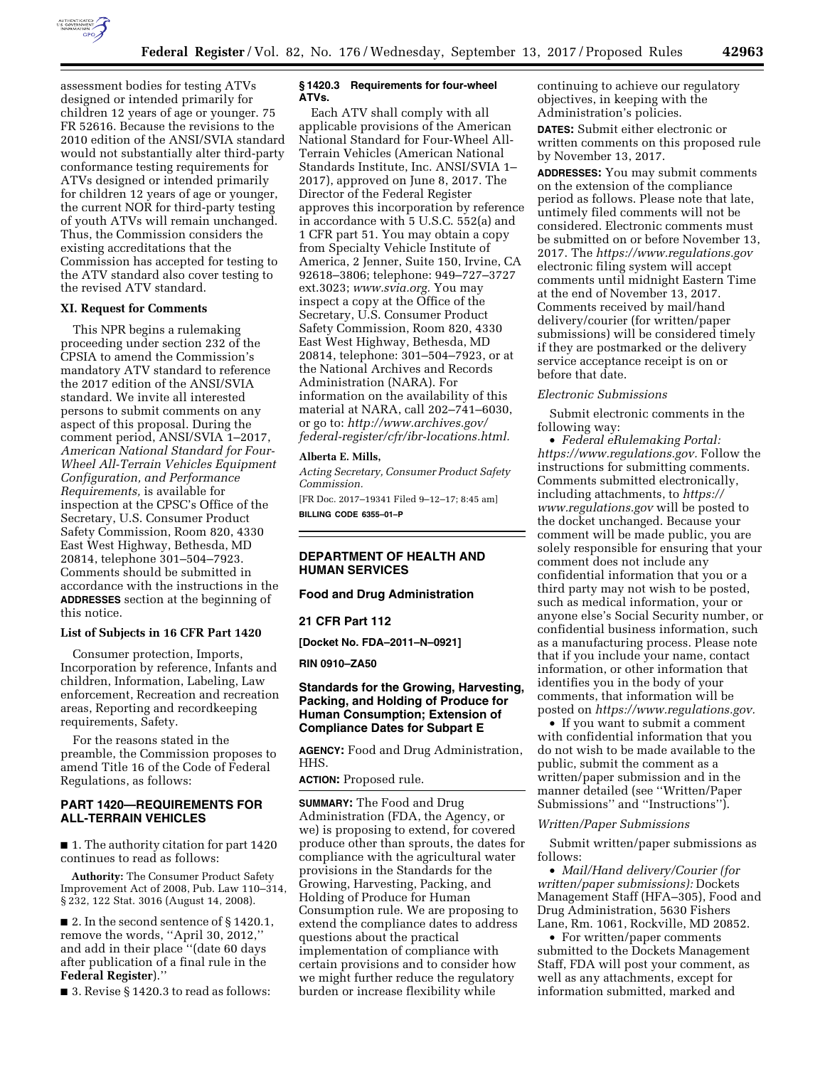assessment bodies for testing ATVs designed or intended primarily for children 12 years of age or younger. 75 FR 52616. Because the revisions to the 2010 edition of the ANSI/SVIA standard would not substantially alter third-party conformance testing requirements for ATVs designed or intended primarily for children 12 years of age or younger, the current NOR for third-party testing of youth ATVs will remain unchanged. Thus, the Commission considers the existing accreditations that the Commission has accepted for testing to the ATV standard also cover testing to the revised ATV standard.

### XI. Request for Comments

This NPR begins a rulemaking proceeding under section 232 of the CPSIA to amend the Commission's mandatory ATV standard to reference the 2017 edition of the ANSI/SVIA standard. We invite all interested persons to submit comments on any aspect of this proposal. During the comment period, ANSI/SVIA 1–2017, *American National Standard for Four-Wheel All-Terrain Vehicles Equipment Configuration, and Performance Requirements,* is available for inspection at the CPSC's Office of the Secretary, U.S. Consumer Product Safety Commission, Room 820, 4330 East West Highway, Bethesda, MD 20814, telephone 301–504–7923. Comments should be submitted in accordance with the instructions in the **ADDRESSES** section at the beginning of this notice.

### List of Subjects in 16 CFR Part 1420

Consumer protection, Imports, Incorporation by reference, Infants and children, Information, Labeling, Law enforcement, Recreation and recreation areas, Reporting and recordkeeping requirements, Safety.

For the reasons stated in the preamble, the Commission proposes to amend Title 16 of the Code of Federal Regulations, as follows:

## PART 1420—REQUIREMENTS FOR ALL-TERRAIN VEHICLES

■ 1. The authority citation for part 1420 continues to read as follows:

**Authority:** The Consumer Product Safety Improvement Act of 2008, Pub. Law 110–314, § 232, 122 Stat. 3016 (August 14, 2008).

■ 2. In the second sentence of § 1420.1, remove the words, ''April 30, 2012,'' and add in their place ''(date 60 days after publication of a final rule in the **Federal Register**).''

■ 3. Revise § 1420.3 to read as follows:

### § 1420.3 Requirements for four-wheel ATVs.

Each ATV shall comply with all applicable provisions of the American National Standard for Four-Wheel All-Terrain Vehicles (American National Standards Institute, Inc. ANSI/SVIA 1–2017), approved on June 8, 2017. The Director of the Federal Register approves this incorporation by reference in accordance with 5 U.S.C. 552(a) and 1 CFR part 51. You may obtain a copy from Specialty Vehicle Institute of America, 2 Jenner, Suite 150, Irvine, CA 92618–3806; telephone: 949–727–3727 ext.3023; *www.svia.org.* You may inspect a copy at the Office of the Secretary, U.S. Consumer Product Safety Commission, Room 820, 4330 East West Highway, Bethesda, MD 20814, telephone: 301–504–7923, or at the National Archives and Records Administration (NARA). For information on the availability of this material at NARA, call 202–741–6030, or go to: *http://www.archives.gov/federal-register/cfr/ibr-locations.html.*

**Alberta E. Mills,**

*Acting Secretary, Consumer Product Safety Commission.*

[FR Doc. 2017–19341 Filed 9–12–17; 8:45 am]

**BILLING CODE 6355–01–P**

## DEPARTMENT OF HEALTH AND HUMAN SERVICES

## Food and Drug Administration

## 21 CFR Part 112

**[Docket No. FDA–2011–N–0921]**

**RIN 0910–ZA50**

## Standards for the Growing, Harvesting, Packing, and Holding of Produce for Human Consumption; Extension of Compliance Dates for Subpart E

**AGENCY:** Food and Drug Administration, HHS.

**ACTION:** Proposed rule.

**SUMMARY:** The Food and Drug Administration (FDA, the Agency, or we) is proposing to extend, for covered produce other than sprouts, the dates for compliance with the agricultural water provisions in the Standards for the Growing, Harvesting, Packing, and Holding of Produce for Human Consumption rule. We are proposing to extend the compliance dates to address questions about the practical implementation of compliance with certain provisions and to consider how we might further reduce the regulatory burden or increase flexibility while continuing to achieve our regulatory objectives, in keeping with the Administration's policies.

**DATES:** Submit either electronic or written comments on this proposed rule by November 13, 2017.

**ADDRESSES:** You may submit comments on the extension of the compliance period as follows. Please note that late, untimely filed comments will not be considered. Electronic comments must be submitted on or before November 13, 2017. The *https://www.regulations.gov* electronic filing system will accept comments until midnight Eastern Time at the end of November 13, 2017. Comments received by mail/hand delivery/courier (for written/paper submissions) will be considered timely if they are postmarked or the delivery service acceptance receipt is on or before that date.

*Electronic Submissions*

Submit electronic comments in the following way:

- *Federal eRulemaking Portal: https://www.regulations.gov.* Follow the instructions for submitting comments. Comments submitted electronically, including attachments, to *https://www.regulations.gov* will be posted to the docket unchanged. Because your comment will be made public, you are solely responsible for ensuring that your comment does not include any confidential information that you or a third party may not wish to be posted, such as medical information, your or anyone else's Social Security number, or confidential business information, such as a manufacturing process. Please note that if you include your name, contact information, or other information that identifies you in the body of your comments, that information will be posted on *https://www.regulations.gov.*
- If you want to submit a comment with confidential information that you do not wish to be made available to the public, submit the comment as a written/paper submission and in the manner detailed (see ''Written/Paper Submissions'' and ''Instructions'').

*Written/Paper Submissions*

Submit written/paper submissions as follows:

- *Mail/Hand delivery/Courier (for written/paper submissions):* Dockets Management Staff (HFA–305), Food and Drug Administration, 5630 Fishers Lane, Rm. 1061, Rockville, MD 20852.
- For written/paper comments submitted to the Dockets Management Staff, FDA will post your comment, as well as any attachments, except for information submitted, marked and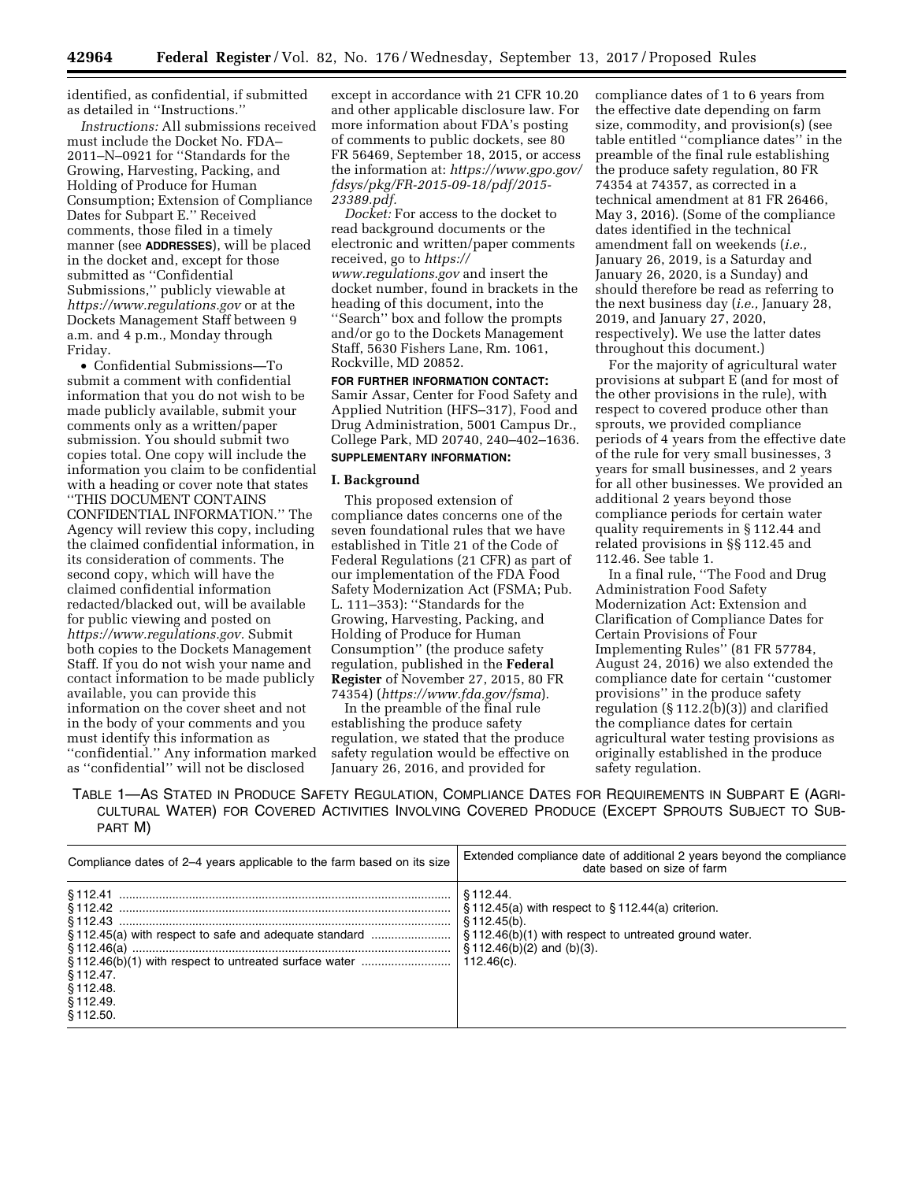identified, as confidential, if submitted as detailed in "Instructions."

*Instructions:* All submissions received must include the Docket No. FDA–2011–N–0921 for "Standards for the Growing, Harvesting, Packing, and Holding of Produce for Human Consumption; Extension of Compliance Dates for Subpart E." Received comments, those filed in a timely manner (see **ADDRESSES**), will be placed in the docket and, except for those submitted as "Confidential Submissions," publicly viewable at *https://www.regulations.gov* or at the Dockets Management Staff between 9 a.m. and 4 p.m., Monday through Friday.

- Confidential Submissions—To submit a comment with confidential information that you do not wish to be made publicly available, submit your comments only as a written/paper submission. You should submit two copies total. One copy will include the information you claim to be confidential with a heading or cover note that states "THIS DOCUMENT CONTAINS CONFIDENTIAL INFORMATION." The Agency will review this copy, including the claimed confidential information, in its consideration of comments. The second copy, which will have the claimed confidential information redacted/blacked out, will be available for public viewing and posted on *https://www.regulations.gov*. Submit both copies to the Dockets Management Staff. If you do not wish your name and contact information to be made publicly available, you can provide this information on the cover sheet and not in the body of your comments and you must identify this information as "confidential." Any information marked as "confidential" will not be disclosed except in accordance with 21 CFR 10.20 and other applicable disclosure law. For more information about FDA's posting of comments to public dockets, see 80 FR 56469, September 18, 2015, or access the information at: *https://www.gpo.gov/fdsys/pkg/FR-2015-09-18/pdf/2015-23389.pdf*.

*Docket:* For access to the docket to read background documents or the electronic and written/paper comments received, go to *https://www.regulations.gov* and insert the docket number, found in brackets in the heading of this document, into the "Search" box and follow the prompts and/or go to the Dockets Management Staff, 5630 Fishers Lane, Rm. 1061, Rockville, MD 20852.

**FOR FURTHER INFORMATION CONTACT:** Samir Assar, Center for Food Safety and Applied Nutrition (HFS–317), Food and Drug Administration, 5001 Campus Dr., College Park, MD 20740, 240–402–1636.

**SUPPLEMENTARY INFORMATION:**

## I. Background

This proposed extension of compliance dates concerns one of the seven foundational rules that we have established in Title 21 of the Code of Federal Regulations (21 CFR) as part of our implementation of the FDA Food Safety Modernization Act (FSMA; Pub. L. 111–353): "Standards for the Growing, Harvesting, Packing, and Holding of Produce for Human Consumption" (the produce safety regulation, published in the **Federal Register** of November 27, 2015, 80 FR 74354) (*https://www.fda.gov/fsma*).

In the preamble of the final rule establishing the produce safety regulation, we stated that the produce safety regulation would be effective on January 26, 2016, and provided for compliance dates of 1 to 6 years from the effective date depending on farm size, commodity, and provision(s) (see table entitled "compliance dates" in the preamble of the final rule establishing the produce safety regulation, 80 FR 74354 at 74357, as corrected in a technical amendment at 81 FR 26466, May 3, 2016). (Some of the compliance dates identified in the technical amendment fall on weekends (*i.e.,* January 26, 2019, is a Saturday and January 26, 2020, is a Sunday) and should therefore be read as referring to the next business day (*i.e.,* January 28, 2019, and January 27, 2020, respectively). We use the latter dates throughout this document.)

For the majority of agricultural water provisions at subpart E (and for most of the other provisions in the rule), with respect to covered produce other than sprouts, we provided compliance periods of 4 years from the effective date of the rule for very small businesses, 3 years for small businesses, and 2 years for all other businesses. We provided an additional 2 years beyond those compliance periods for certain water quality requirements in § 112.44 and related provisions in §§ 112.45 and 112.46. See table 1.

In a final rule, "The Food and Drug Administration Food Safety Modernization Act: Extension and Clarification of Compliance Dates for Certain Provisions of Four Implementing Rules" (81 FR 57784, August 24, 2016) we also extended the compliance date for certain "customer provisions" in the produce safety regulation (§ 112.2(b)(3)) and clarified the compliance dates for certain agricultural water testing provisions as originally established in the produce safety regulation.

TABLE 1—AS STATED IN PRODUCE SAFETY REGULATION, COMPLIANCE DATES FOR REQUIREMENTS IN SUBPART E (AGRICULTURAL WATER) FOR COVERED ACTIVITIES INVOLVING COVERED PRODUCE (EXCEPT SPROUTS SUBJECT TO SUBPART M)

| Compliance dates of 2–4 years applicable to the farm based on its size | Extended compliance date of additional 2 years beyond the compliance date based on size of farm |
|---|---|
| § 112.41 | § 112.44. |
| § 112.42 | § 112.45(a) with respect to § 112.44(a) criterion. |
| § 112.43 | § 112.45(b). |
| § 112.45(a) with respect to safe and adequate standard | § 112.46(b)(1) with respect to untreated ground water. |
| § 112.46(a) | § 112.46(b)(2) and (b)(3). |
| § 112.46(b)(1) with respect to untreated surface water | 112.46(c). |
| § 112.47. | |
| § 112.48. | |
| § 112.49. | |
| § 112.50. | |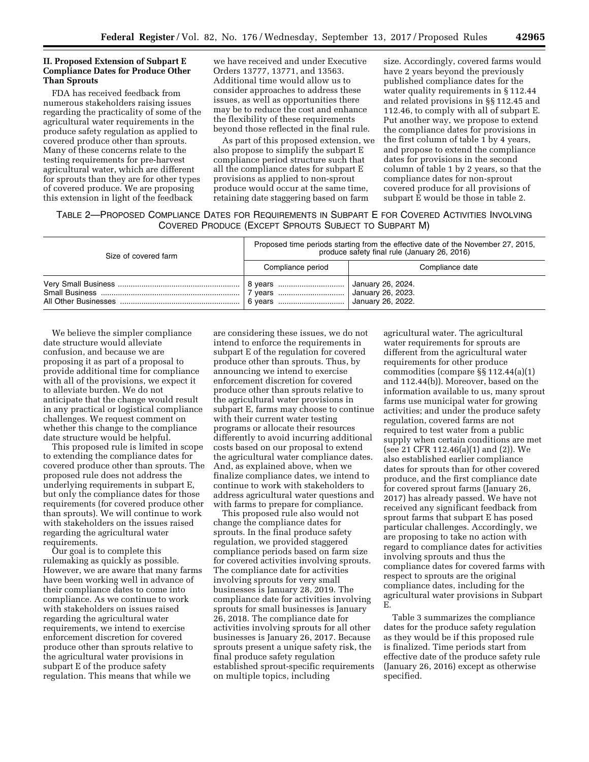## II. Proposed Extension of Subpart E Compliance Dates for Produce Other Than Sprouts

FDA has received feedback from numerous stakeholders raising issues regarding the practicality of some of the agricultural water requirements in the produce safety regulation as applied to covered produce other than sprouts. Many of these concerns relate to the testing requirements for pre-harvest agricultural water, which are different for sprouts than they are for other types of covered produce. We are proposing this extension in light of the feedback we have received and under Executive Orders 13777, 13771, and 13563. Additional time would allow us to consider approaches to address these issues, as well as opportunities there may be to reduce the cost and enhance the flexibility of these requirements beyond those reflected in the final rule.

As part of this proposed extension, we also propose to simplify the subpart E compliance period structure such that all the compliance dates for subpart E provisions as applied to non-sprout produce would occur at the same time, retaining date staggering based on farm size. Accordingly, covered farms would have 2 years beyond the previously published compliance dates for the water quality requirements in § 112.44 and related provisions in §§ 112.45 and 112.46, to comply with all of subpart E. Put another way, we propose to extend the compliance dates for provisions in the first column of table 1 by 4 years, and propose to extend the compliance dates for provisions in the second column of table 1 by 2 years, so that the compliance dates for non-sprout covered produce for all provisions of subpart E would be those in table 2.

TABLE 2—PROPOSED COMPLIANCE DATES FOR REQUIREMENTS IN SUBPART E FOR COVERED ACTIVITIES INVOLVING COVERED PRODUCE (EXCEPT SPROUTS SUBJECT TO SUBPART M)

| Size of covered farm | Proposed time periods starting from the effective date of the November 27, 2015, produce safety final rule (January 26, 2016) | |
|---|---|---|
| | Compliance period | Compliance date |
| Very Small Business | 8 years | January 26, 2024. |
| Small Business | 7 years | January 26, 2023. |
| All Other Businesses | 6 years | January 26, 2022. |

We believe the simpler compliance date structure would alleviate confusion, and because we are proposing it as part of a proposal to provide additional time for compliance with all of the provisions, we expect it to alleviate burden. We do not anticipate that the change would result in any practical or logistical compliance challenges. We request comment on whether this change to the compliance date structure would be helpful.

This proposed rule is limited in scope to extending the compliance dates for covered produce other than sprouts. The proposed rule does not address the underlying requirements in subpart E, but only the compliance dates for those requirements (for covered produce other than sprouts). We will continue to work with stakeholders on the issues raised regarding the agricultural water requirements.

Our goal is to complete this rulemaking as quickly as possible. However, we are aware that many farms have been working well in advance of their compliance dates to come into compliance. As we continue to work with stakeholders on issues raised regarding the agricultural water requirements, we intend to exercise enforcement discretion for covered produce other than sprouts relative to the agricultural water provisions in subpart E of the produce safety regulation. This means that while we are considering these issues, we do not intend to enforce the requirements in subpart E of the regulation for covered produce other than sprouts. Thus, by announcing we intend to exercise enforcement discretion for covered produce other than sprouts relative to the agricultural water provisions in subpart E, farms may choose to continue with their current water testing programs or allocate their resources differently to avoid incurring additional costs based on our proposal to extend the agricultural water compliance dates. And, as explained above, when we finalize compliance dates, we intend to continue to work with stakeholders to address agricultural water questions and with farms to prepare for compliance.

This proposed rule also would not change the compliance dates for sprouts. In the final produce safety regulation, we provided staggered compliance periods based on farm size for covered activities involving sprouts. The compliance date for activities involving sprouts for very small businesses is January 28, 2019. The compliance date for activities involving sprouts for small businesses is January 26, 2018. The compliance date for activities involving sprouts for all other businesses is January 26, 2017. Because sprouts present a unique safety risk, the final produce safety regulation established sprout-specific requirements on multiple topics, including agricultural water. The agricultural water requirements for sprouts are different from the agricultural water requirements for other produce commodities (compare §§ 112.44(a)(1) and 112.44(b)). Moreover, based on the information available to us, many sprout farms use municipal water for growing activities; and under the produce safety regulation, covered farms are not required to test water from a public supply when certain conditions are met (see 21 CFR 112.46(a)(1) and (2)). We also established earlier compliance dates for sprouts than for other covered produce, and the first compliance date for covered sprout farms (January 26, 2017) has already passed. We have not received any significant feedback from sprout farms that subpart E has posed particular challenges. Accordingly, we are proposing to take no action with regard to compliance dates for activities involving sprouts and thus the compliance dates for covered farms with respect to sprouts are the original compliance dates, including for the agricultural water provisions in Subpart E.

Table 3 summarizes the compliance dates for the produce safety regulation as they would be if this proposed rule is finalized. Time periods start from effective date of the produce safety rule (January 26, 2016) except as otherwise specified.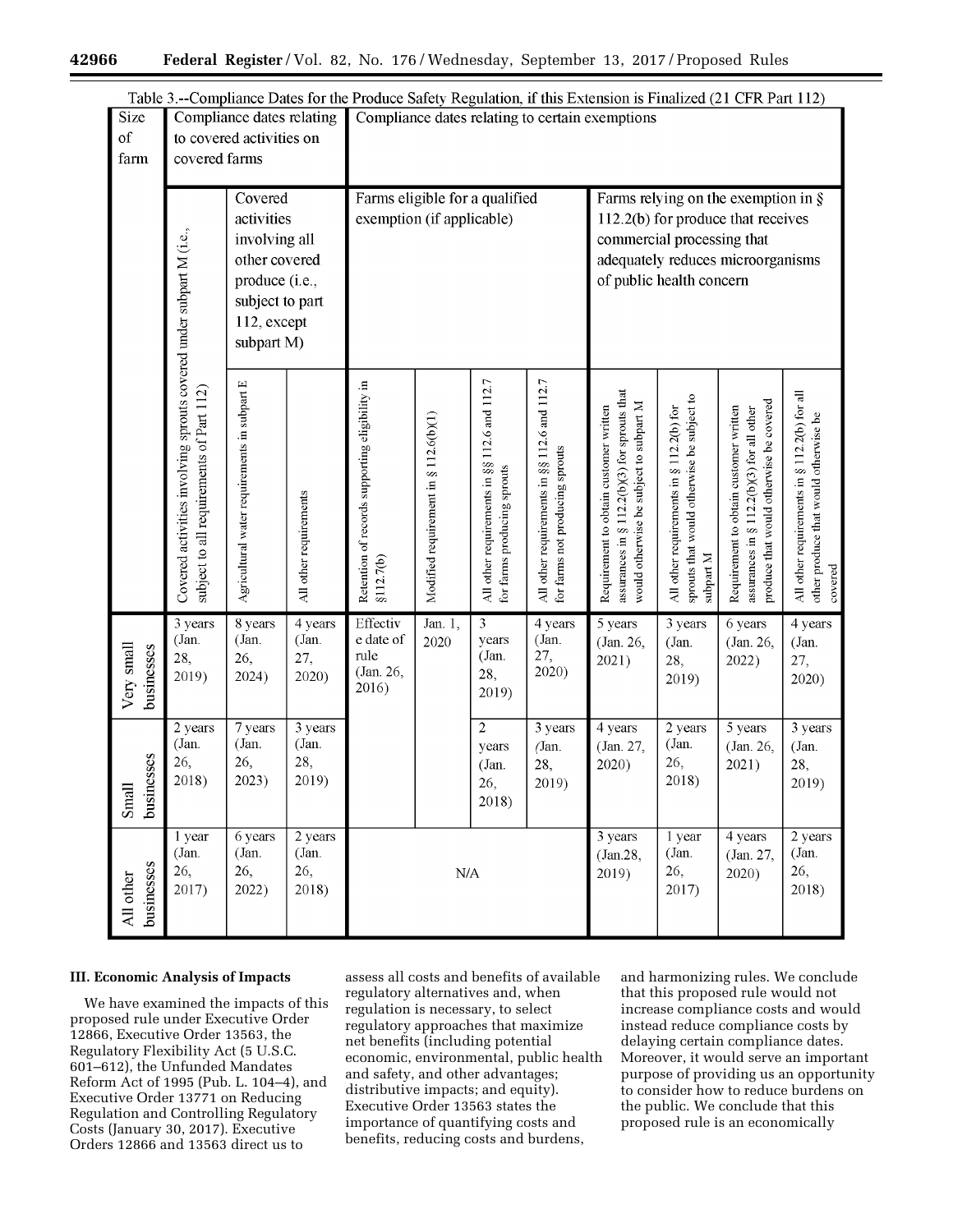Table 3.--Compliance Dates for the Produce Safety Regulation, if this Extension is Finalized (21 CFR Part 112)

| Size of farm | Compliance dates relating to covered activities on covered farms | | | Compliance dates relating to certain exemptions | | | | | | | |
|---|---|---|---|---|---|---|---|---|---|---|---|
| | Covered activities involving sprouts covered under subpart M (i.e., subject to all requirements of Part 112) | Covered activities involving all other covered produce (i.e., subject to part 112, except subpart M) | | Farms eligible for a qualified exemption (if applicable) | | | | Farms relying on the exemption in § 112.2(b) for produce that receives commercial processing that adequately reduces microorganisms of public health concern | | | |
| | | Agricultural water requirements in subpart E | All other requirements | Retention of records supporting eligibility in §112.7(b) | Modified requirement in § 112.6(b)(1) | All other requirements in §§ 112.6 and 112.7 for farms producing sprouts | All other requirements in §§ 112.6 and 112.7 for farms not producing sprouts | Requirement to obtain customer written assurances in § 112.2(b)(3) for sprouts that would otherwise be subject to subpart M | All other requirements in § 112.2(b) for sprouts that would otherwise be subject to subpart M | Requirement to obtain customer written assurances in § 112.2(b)(3) for all other produce that would otherwise be covered | All other requirements in § 112.2(b) for all other produce that would otherwise be covered |
| Very small businesses | 3 years (Jan. 28, 2019) | 8 years (Jan. 26, 2024) | 4 years (Jan. 27, 2020) | Effective date of rule (Jan. 26, 2016) | Jan. 1, 2020 | 3 years (Jan. 28, 2019) | 4 years (Jan. 27, 2020) | 5 years (Jan. 26, 2021) | 3 years (Jan. 28, 2019) | 6 years (Jan. 26, 2022) | 4 years (Jan. 27, 2020) |
| Small businesses | 2 years (Jan. 26, 2018) | 7 years (Jan. 26, 2023) | 3 years (Jan. 28, 2019) | | | 2 years (Jan. 26, 2018) | 3 years (Jan. 28, 2019) | 4 years (Jan. 27, 2020) | 2 years (Jan. 26, 2018) | 5 years (Jan. 26, 2021) | 3 years (Jan. 28, 2019) |
| All other businesses | 1 year (Jan. 26, 2017) | 6 years (Jan. 26, 2022) | 2 years (Jan. 26, 2018) | N/A | | | | 3 years (Jan.28, 2019) | 1 year (Jan. 26, 2017) | 4 years (Jan. 27, 2020) | 2 years (Jan. 26, 2018) |

## III. Economic Analysis of Impacts

We have examined the impacts of this proposed rule under Executive Order 12866, Executive Order 13563, the Regulatory Flexibility Act (5 U.S.C. 601–612), the Unfunded Mandates Reform Act of 1995 (Pub. L. 104–4), and Executive Order 13771 on Reducing Regulation and Controlling Regulatory Costs (January 30, 2017). Executive Orders 12866 and 13563 direct us to assess all costs and benefits of available regulatory alternatives and, when regulation is necessary, to select regulatory approaches that maximize net benefits (including potential economic, environmental, public health and safety, and other advantages; distributive impacts; and equity). Executive Order 13563 states the importance of quantifying costs and benefits, reducing costs and burdens, and harmonizing rules. We conclude that this proposed rule would not increase compliance costs and would instead reduce compliance costs by delaying certain compliance dates. Moreover, it would serve an important purpose of providing us an opportunity to consider how to reduce burdens on the public. We conclude that this proposed rule is an economically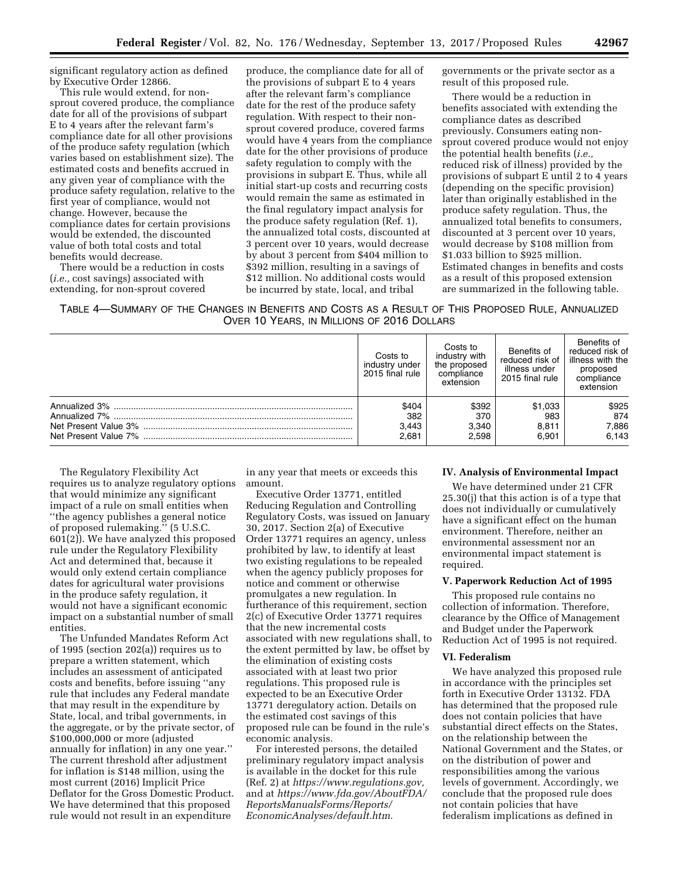significant regulatory action as defined by Executive Order 12866.

This rule would extend, for non-sprout covered produce, the compliance date for all of the provisions of subpart E to 4 years after the relevant farm's compliance date for all other provisions of the produce safety regulation (which varies based on establishment size). The estimated costs and benefits accrued in any given year of compliance with the produce safety regulation, relative to the first year of compliance, would not change. However, because the compliance dates for certain provisions would be extended, the discounted value of both total costs and total benefits would decrease.

There would be a reduction in costs (*i.e.,* cost savings) associated with extending, for non-sprout covered produce, the compliance date for all of the provisions of subpart E to 4 years after the relevant farm's compliance date for the rest of the produce safety regulation. With respect to their non-sprout covered produce, covered farms would have 4 years from the compliance date for the other provisions of produce safety regulation to comply with the provisions in subpart E. Thus, while all initial start-up costs and recurring costs would remain the same as estimated in the final regulatory impact analysis for the produce safety regulation (Ref. 1), the annualized total costs, discounted at 3 percent over 10 years, would decrease by about 3 percent from $404 million to $392 million, resulting in a savings of $12 million. No additional costs would be incurred by state, local, and tribal governments or the private sector as a result of this proposed rule.

There would be a reduction in benefits associated with extending the compliance dates as described previously. Consumers eating non-sprout covered produce would not enjoy the potential health benefits (*i.e.,* reduced risk of illness) provided by the provisions of subpart E until 2 to 4 years (depending on the specific provision) later than originally established in the produce safety regulation. Thus, the annualized total benefits to consumers, discounted at 3 percent over 10 years, would decrease by $108 million from $1.033 billion to $925 million. Estimated changes in benefits and costs as a result of this proposed extension are summarized in the following table.

TABLE 4—SUMMARY OF THE CHANGES IN BENEFITS AND COSTS AS A RESULT OF THIS PROPOSED RULE, ANNUALIZED OVER 10 YEARS, IN MILLIONS OF 2016 DOLLARS

| | Costs to industry under 2015 final rule | Costs to industry with the proposed compliance extension | Benefits of reduced risk of illness under 2015 final rule | Benefits of reduced risk of illness with the proposed compliance extension |
|---|---|---|---|---|
| Annualized 3% | $404 | $392 | $1,033 | $925 |
| Annualized 7% | 382 | 370 | 983 | 874 |
| Net Present Value 3% | 3,443 | 3,340 | 8,811 | 7,886 |
| Net Present Value 7% | 2,681 | 2,598 | 6,901 | 6,143 |

The Regulatory Flexibility Act requires us to analyze regulatory options that would minimize any significant impact of a rule on small entities when "the agency publishes a general notice of proposed rulemaking." (5 U.S.C. 601(2)). We have analyzed this proposed rule under the Regulatory Flexibility Act and determined that, because it would only extend certain compliance dates for agricultural water provisions in the produce safety regulation, it would not have a significant economic impact on a substantial number of small entities.

The Unfunded Mandates Reform Act of 1995 (section 202(a)) requires us to prepare a written statement, which includes an assessment of anticipated costs and benefits, before issuing "any rule that includes any Federal mandate that may result in the expenditure by State, local, and tribal governments, in the aggregate, or by the private sector, of $100,000,000 or more (adjusted annually for inflation) in any one year." The current threshold after adjustment for inflation is $148 million, using the most current (2016) Implicit Price Deflator for the Gross Domestic Product. We have determined that this proposed rule would not result in an expenditure in any year that meets or exceeds this amount.

Executive Order 13771, entitled Reducing Regulation and Controlling Regulatory Costs, was issued on January 30, 2017. Section 2(a) of Executive Order 13771 requires an agency, unless prohibited by law, to identify at least two existing regulations to be repealed when the agency publicly proposes for notice and comment or otherwise promulgates a new regulation. In furtherance of this requirement, section 2(c) of Executive Order 13771 requires that the new incremental costs associated with new regulations shall, to the extent permitted by law, be offset by the elimination of existing costs associated with at least two prior regulations. This proposed rule is expected to be an Executive Order 13771 deregulatory action. Details on the estimated cost savings of this proposed rule can be found in the rule's economic analysis.

For interested persons, the detailed preliminary regulatory impact analysis is available in the docket for this rule (Ref. 2) at *https://www.regulations.gov,* and at *https://www.fda.gov/AboutFDA/ReportsManualsForms/Reports/EconomicAnalyses/default.htm.*

## IV. Analysis of Environmental Impact

We have determined under 21 CFR 25.30(j) that this action is of a type that does not individually or cumulatively have a significant effect on the human environment. Therefore, neither an environmental assessment nor an environmental impact statement is required.

## V. Paperwork Reduction Act of 1995

This proposed rule contains no collection of information. Therefore, clearance by the Office of Management and Budget under the Paperwork Reduction Act of 1995 is not required.

## VI. Federalism

We have analyzed this proposed rule in accordance with the principles set forth in Executive Order 13132. FDA has determined that the proposed rule does not contain policies that have substantial direct effects on the States, on the relationship between the National Government and the States, or on the distribution of power and responsibilities among the various levels of government. Accordingly, we conclude that the proposed rule does not contain policies that have federalism implications as defined in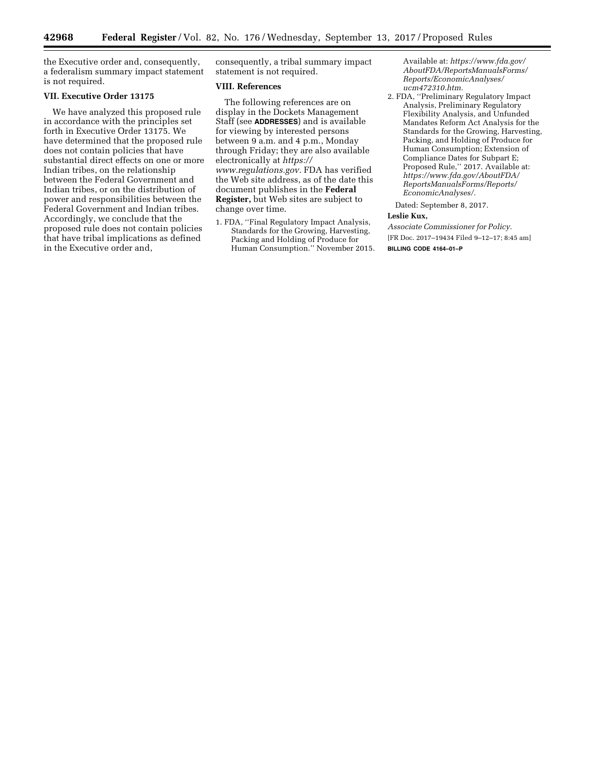the Executive order and, consequently, a federalism summary impact statement is not required.

### VII. Executive Order 13175

We have analyzed this proposed rule in accordance with the principles set forth in Executive Order 13175. We have determined that the proposed rule does not contain policies that have substantial direct effects on one or more Indian tribes, on the relationship between the Federal Government and Indian tribes, or on the distribution of power and responsibilities between the Federal Government and Indian tribes. Accordingly, we conclude that the proposed rule does not contain policies that have tribal implications as defined in the Executive order and, consequently, a tribal summary impact statement is not required.

### VIII. References

The following references are on display in the Dockets Management Staff (see **ADDRESSES**) and is available for viewing by interested persons between 9 a.m. and 4 p.m., Monday through Friday; they are also available electronically at *https://www.regulations.gov.* FDA has verified the Web site address, as of the date this document publishes in the **Federal Register,** but Web sites are subject to change over time.

1. FDA, ''Final Regulatory Impact Analysis, Standards for the Growing, Harvesting, Packing and Holding of Produce for Human Consumption.'' November 2015. Available at: *https://www.fda.gov/AboutFDA/ReportsManualsForms/Reports/EconomicAnalyses/ucm472310.htm.*
2. FDA, ''Preliminary Regulatory Impact Analysis, Preliminary Regulatory Flexibility Analysis, and Unfunded Mandates Reform Act Analysis for the Standards for the Growing, Harvesting, Packing, and Holding of Produce for Human Consumption; Extension of Compliance Dates for Subpart E; Proposed Rule,'' 2017. Available at: *https://www.fda.gov/AboutFDA/ReportsManualsForms/Reports/EconomicAnalyses/.*

Dated: September 8, 2017.

**Leslie Kux,**

*Associate Commissioner for Policy.*

[FR Doc. 2017–19434 Filed 9–12–17; 8:45 am]

**BILLING CODE 4164–01–P**